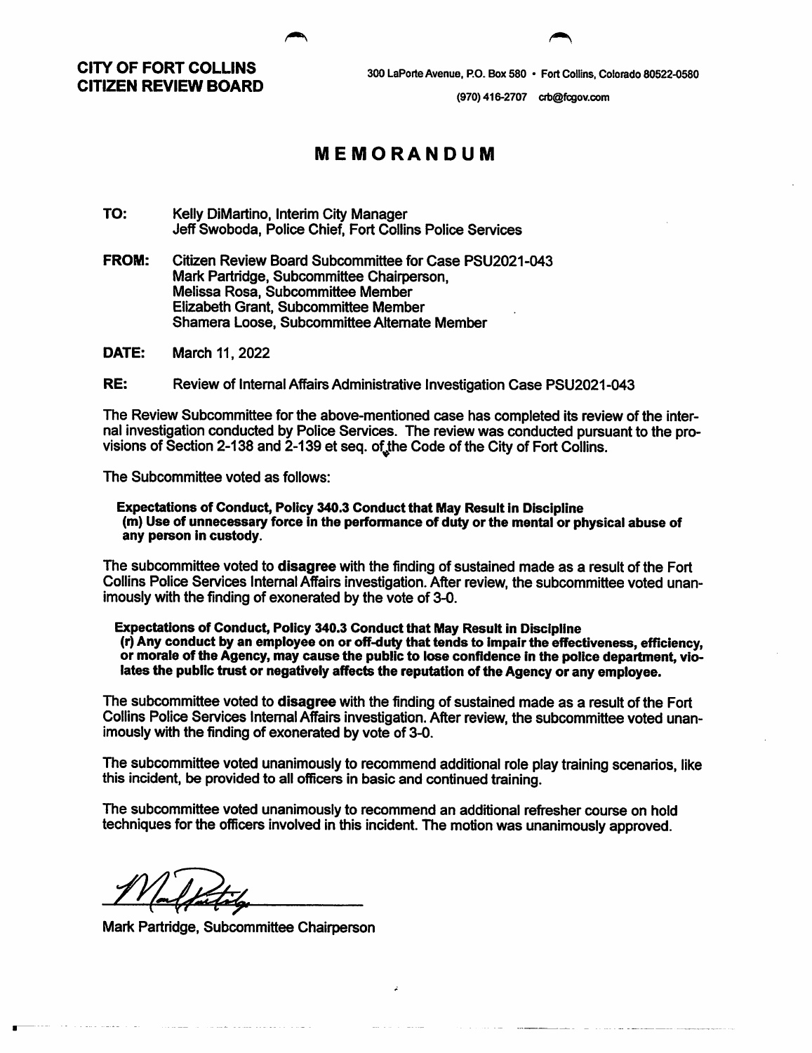**CITY OF FORT COLLINS**
**CITIZEN REVIEW BOARD**

300 LaPorte Avenue, P.O. Box 580 • Fort Collins, Colorado 80522-0580

(970) 416-2707 crb@fcgov.com

# MEMORANDUM

**TO:** Kelly DiMartino, Interim City Manager
Jeff Swoboda, Police Chief, Fort Collins Police Services

**FROM:** Citizen Review Board Subcommittee for Case PSU2021-043
Mark Partridge, Subcommittee Chairperson,
Melissa Rosa, Subcommittee Member
Elizabeth Grant, Subcommittee Member
Shamera Loose, Subcommittee Alternate Member

**DATE:** March 11, 2022

**RE:** Review of Internal Affairs Administrative Investigation Case PSU2021-043

The Review Subcommittee for the above-mentioned case has completed its review of the internal investigation conducted by Police Services. The review was conducted pursuant to the provisions of Section 2-138 and 2-139 et seq. of the Code of the City of Fort Collins.

The Subcommittee voted as follows:

**Expectations of Conduct, Policy 340.3 Conduct that May Result in Discipline**
**(m) Use of unnecessary force in the performance of duty or the mental or physical abuse of any person in custody.**

The subcommittee voted to **disagree** with the finding of sustained made as a result of the Fort Collins Police Services Internal Affairs investigation. After review, the subcommittee voted unanimously with the finding of exonerated by the vote of 3-0.

**Expectations of Conduct, Policy 340.3 Conduct that May Result in Discipline**
**(r) Any conduct by an employee on or off-duty that tends to impair the effectiveness, efficiency, or morale of the Agency, may cause the public to lose confidence in the police department, violates the public trust or negatively affects the reputation of the Agency or any employee.**

The subcommittee voted to **disagree** with the finding of sustained made as a result of the Fort Collins Police Services Internal Affairs investigation. After review, the subcommittee voted unanimously with the finding of exonerated by vote of 3-0.

The subcommittee voted unanimously to recommend additional role play training scenarios, like this incident, be provided to all officers in basic and continued training.

The subcommittee voted unanimously to recommend an additional refresher course on hold techniques for the officers involved in this incident. The motion was unanimously approved.

Mark Partridge, Subcommittee Chairperson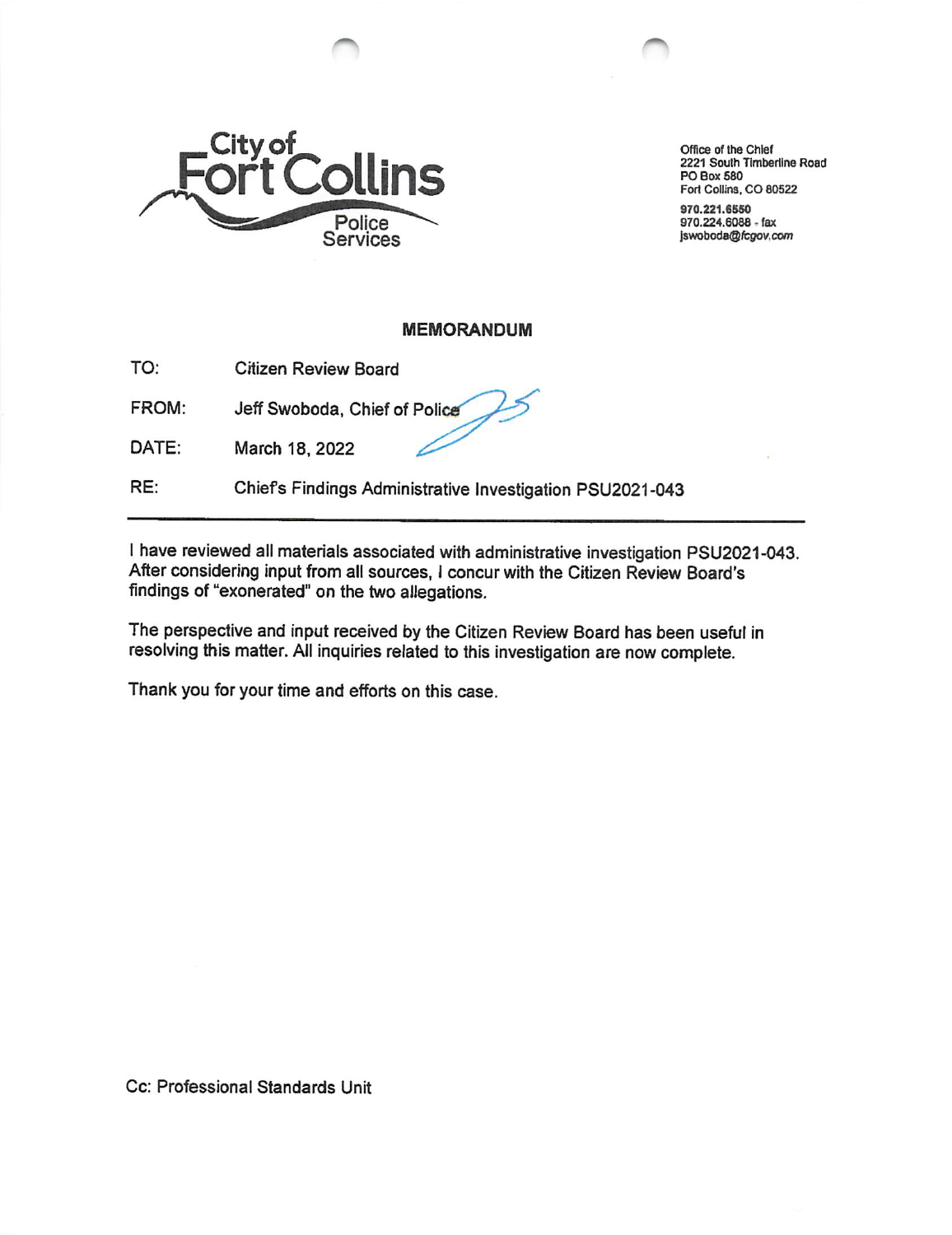City of Fort Collins Police Services

Office of the Chief
2221 South Timberline Road
PO Box 580
Fort Collins, CO 80522

970.221.6550
970.224.6088 - fax
jswoboda@fcgov.com

## MEMORANDUM

| | |
|---|---|
| TO: | Citizen Review Board |
| FROM: | Jeff Swoboda, Chief of Police |
| DATE: | March 18, 2022 |
| RE: | Chief's Findings Administrative Investigation PSU2021-043 |

---

I have reviewed all materials associated with administrative investigation PSU2021-043. After considering input from all sources, I concur with the Citizen Review Board's findings of "exonerated" on the two allegations.

The perspective and input received by the Citizen Review Board has been useful in resolving this matter. All inquiries related to this investigation are now complete.

Thank you for your time and efforts on this case.

Cc: Professional Standards Unit